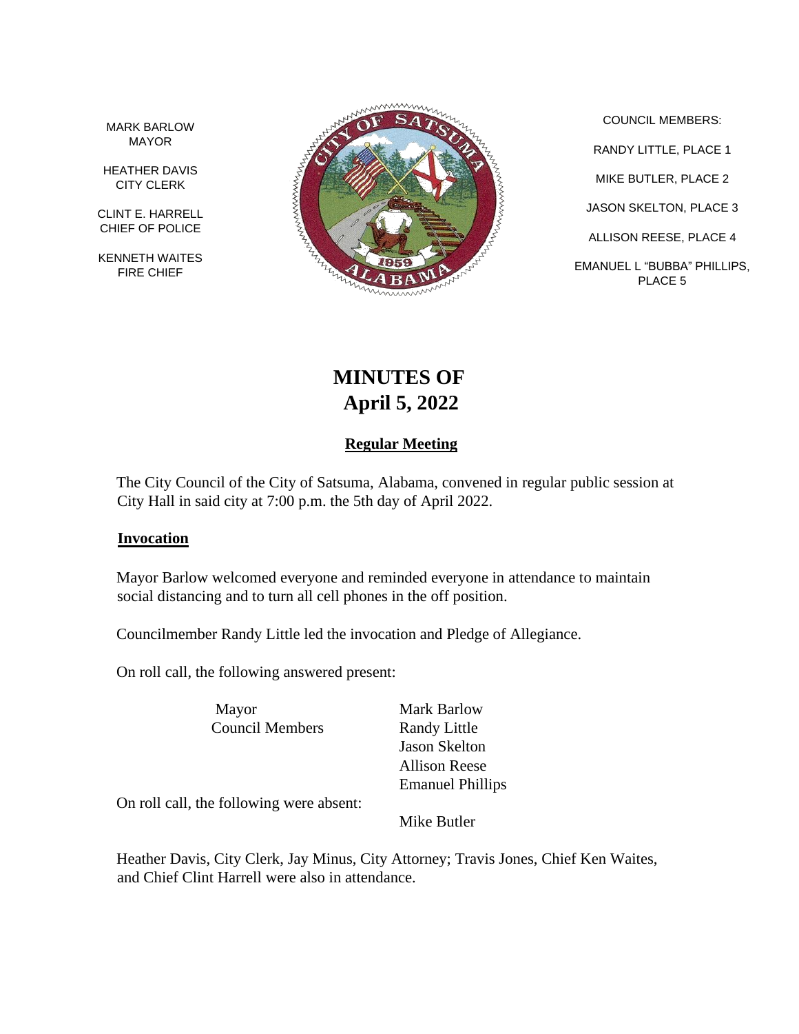MARK BARLOW
MAYOR

HEATHER DAVIS
CITY CLERK

CLINT E. HARRELL
CHIEF OF POLICE

KENNETH WAITES
FIRE CHIEF

COUNCIL MEMBERS:

RANDY LITTLE, PLACE 1

MIKE BUTLER, PLACE 2

JASON SKELTON, PLACE 3

ALLISON REESE, PLACE 4

EMANUEL L "BUBBA" PHILLIPS, PLACE 5

# MINUTES OF
# April 5, 2022

## Regular Meeting

The City Council of the City of Satsuma, Alabama, convened in regular public session at City Hall in said city at 7:00 p.m. the 5th day of April 2022.

### Invocation

Mayor Barlow welcomed everyone and reminded everyone in attendance to maintain social distancing and to turn all cell phones in the off position.

Councilmember Randy Little led the invocation and Pledge of Allegiance.

On roll call, the following answered present:

| | |
|---|---|
| Mayor | Mark Barlow |
| Council Members | Randy Little |
| | Jason Skelton |
| | Allison Reese |
| | Emanuel Phillips |

On roll call, the following were absent:

Mike Butler

Heather Davis, City Clerk, Jay Minus, City Attorney; Travis Jones, Chief Ken Waites, and Chief Clint Harrell were also in attendance.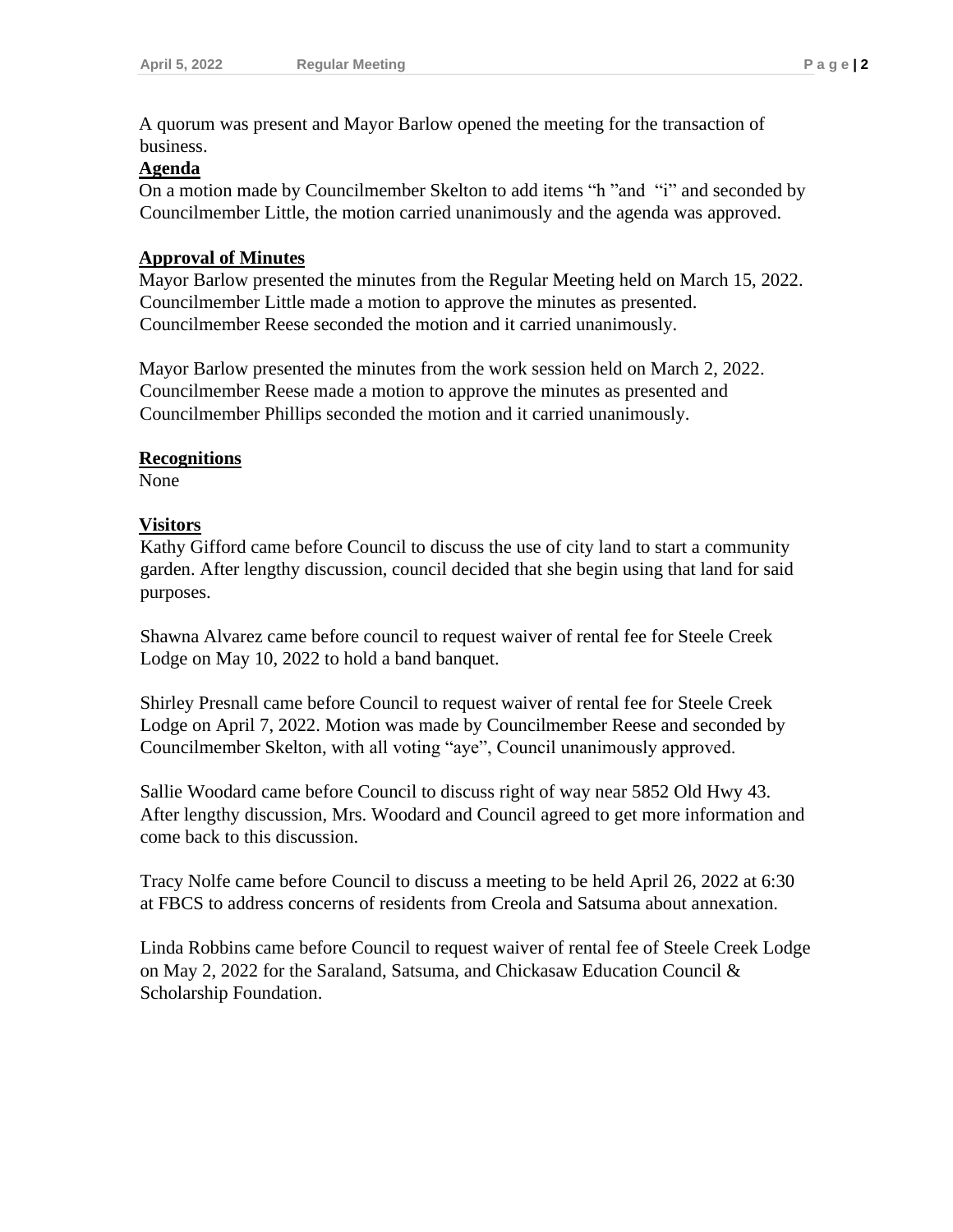A quorum was present and Mayor Barlow opened the meeting for the transaction of business.

**Agenda**

On a motion made by Councilmember Skelton to add items "h "and "i" and seconded by Councilmember Little, the motion carried unanimously and the agenda was approved.

**Approval of Minutes**

Mayor Barlow presented the minutes from the Regular Meeting held on March 15, 2022. Councilmember Little made a motion to approve the minutes as presented. Councilmember Reese seconded the motion and it carried unanimously.

Mayor Barlow presented the minutes from the work session held on March 2, 2022. Councilmember Reese made a motion to approve the minutes as presented and Councilmember Phillips seconded the motion and it carried unanimously.

**Recognitions**

None

**Visitors**

Kathy Gifford came before Council to discuss the use of city land to start a community garden. After lengthy discussion, council decided that she begin using that land for said purposes.

Shawna Alvarez came before council to request waiver of rental fee for Steele Creek Lodge on May 10, 2022 to hold a band banquet.

Shirley Presnall came before Council to request waiver of rental fee for Steele Creek Lodge on April 7, 2022. Motion was made by Councilmember Reese and seconded by Councilmember Skelton, with all voting "aye", Council unanimously approved.

Sallie Woodard came before Council to discuss right of way near 5852 Old Hwy 43. After lengthy discussion, Mrs. Woodard and Council agreed to get more information and come back to this discussion.

Tracy Nolfe came before Council to discuss a meeting to be held April 26, 2022 at 6:30 at FBCS to address concerns of residents from Creola and Satsuma about annexation.

Linda Robbins came before Council to request waiver of rental fee of Steele Creek Lodge on May 2, 2022 for the Saraland, Satsuma, and Chickasaw Education Council & Scholarship Foundation.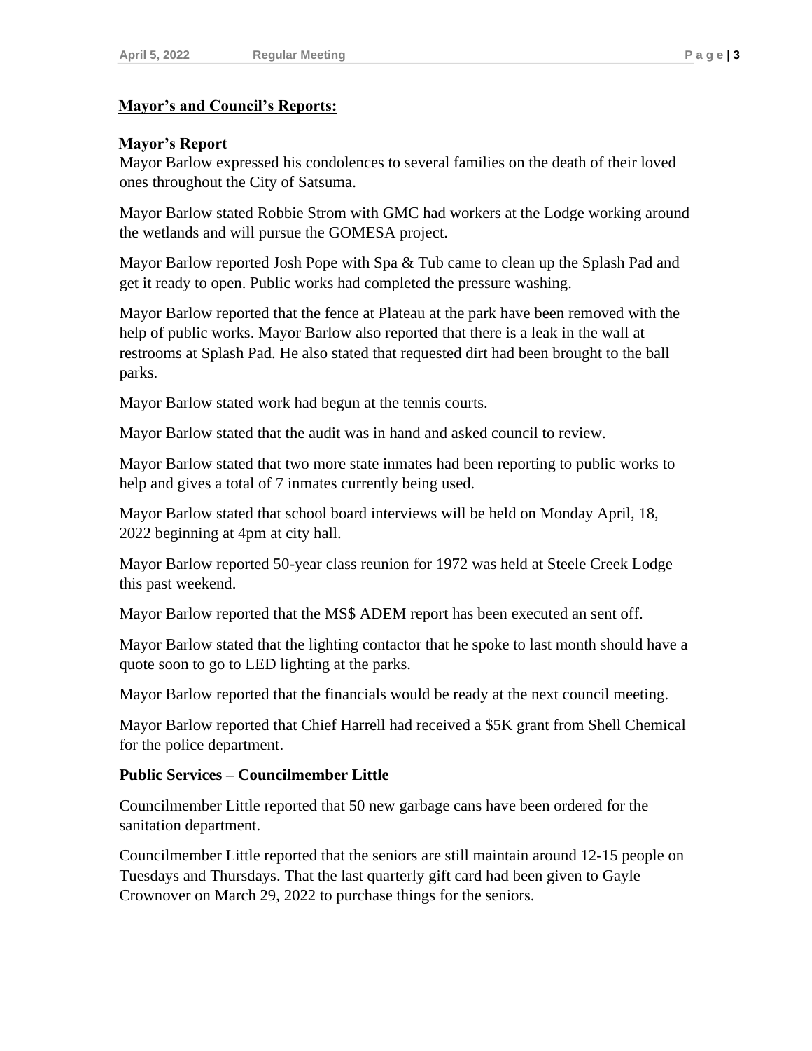## Mayor's and Council's Reports:

### Mayor's Report

Mayor Barlow expressed his condolences to several families on the death of their loved ones throughout the City of Satsuma.

Mayor Barlow stated Robbie Strom with GMC had workers at the Lodge working around the wetlands and will pursue the GOMESA project.

Mayor Barlow reported Josh Pope with Spa & Tub came to clean up the Splash Pad and get it ready to open. Public works had completed the pressure washing.

Mayor Barlow reported that the fence at Plateau at the park have been removed with the help of public works. Mayor Barlow also reported that there is a leak in the wall at restrooms at Splash Pad. He also stated that requested dirt had been brought to the ball parks.

Mayor Barlow stated work had begun at the tennis courts.

Mayor Barlow stated that the audit was in hand and asked council to review.

Mayor Barlow stated that two more state inmates had been reporting to public works to help and gives a total of 7 inmates currently being used.

Mayor Barlow stated that school board interviews will be held on Monday April, 18, 2022 beginning at 4pm at city hall.

Mayor Barlow reported 50-year class reunion for 1972 was held at Steele Creek Lodge this past weekend.

Mayor Barlow reported that the MS$ ADEM report has been executed an sent off.

Mayor Barlow stated that the lighting contactor that he spoke to last month should have a quote soon to go to LED lighting at the parks.

Mayor Barlow reported that the financials would be ready at the next council meeting.

Mayor Barlow reported that Chief Harrell had received a $5K grant from Shell Chemical for the police department.

### Public Services – Councilmember Little

Councilmember Little reported that 50 new garbage cans have been ordered for the sanitation department.

Councilmember Little reported that the seniors are still maintain around 12-15 people on Tuesdays and Thursdays. That the last quarterly gift card had been given to Gayle Crownover on March 29, 2022 to purchase things for the seniors.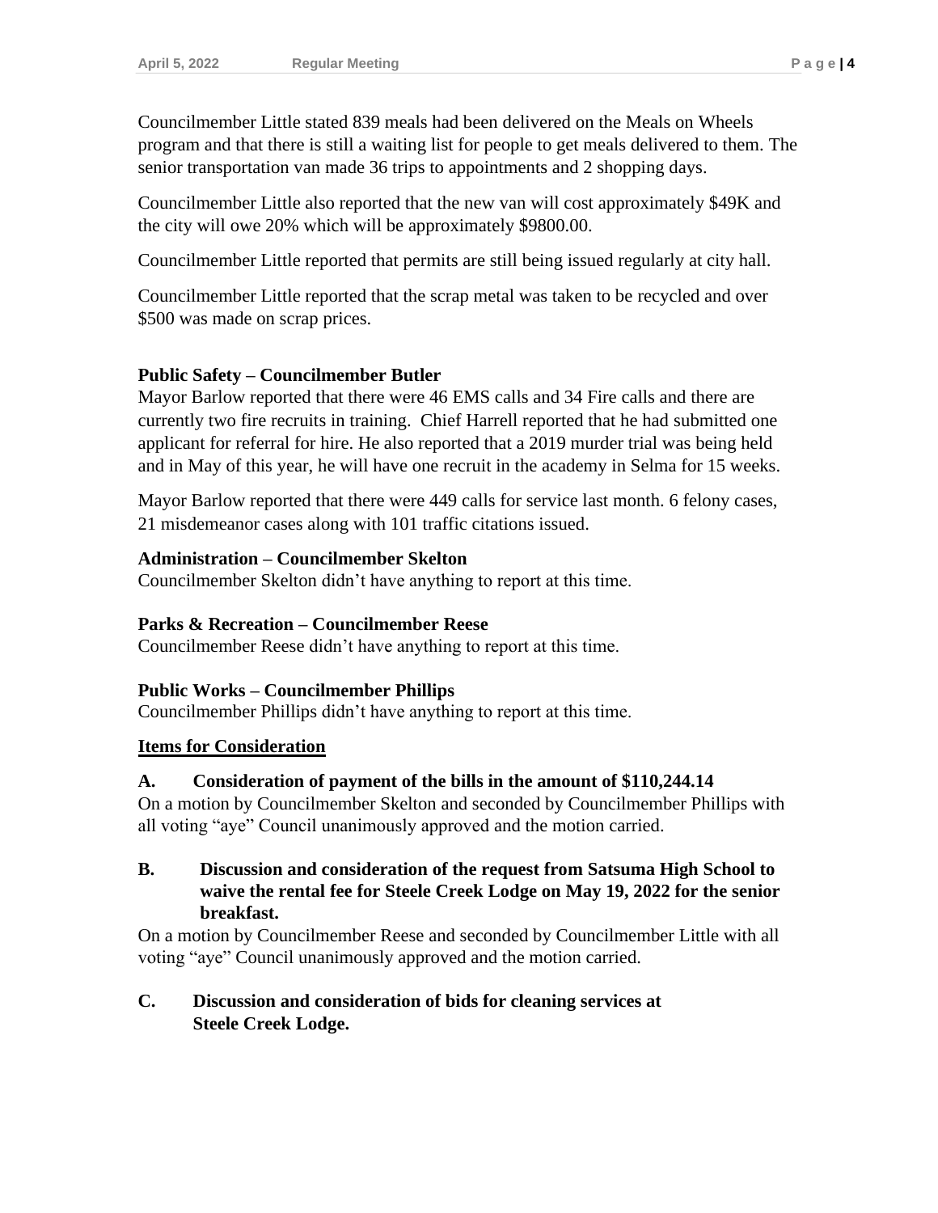Councilmember Little stated 839 meals had been delivered on the Meals on Wheels program and that there is still a waiting list for people to get meals delivered to them. The senior transportation van made 36 trips to appointments and 2 shopping days.

Councilmember Little also reported that the new van will cost approximately $49K and the city will owe 20% which will be approximately $9800.00.

Councilmember Little reported that permits are still being issued regularly at city hall.

Councilmember Little reported that the scrap metal was taken to be recycled and over $500 was made on scrap prices.

**Public Safety – Councilmember Butler**

Mayor Barlow reported that there were 46 EMS calls and 34 Fire calls and there are currently two fire recruits in training. Chief Harrell reported that he had submitted one applicant for referral for hire. He also reported that a 2019 murder trial was being held and in May of this year, he will have one recruit in the academy in Selma for 15 weeks.

Mayor Barlow reported that there were 449 calls for service last month. 6 felony cases, 21 misdemeanor cases along with 101 traffic citations issued.

**Administration – Councilmember Skelton**

Councilmember Skelton didn't have anything to report at this time.

**Parks & Recreation – Councilmember Reese**

Councilmember Reese didn't have anything to report at this time.

**Public Works – Councilmember Phillips**

Councilmember Phillips didn't have anything to report at this time.

**<u>Items for Consideration</u>**

**A. Consideration of payment of the bills in the amount of $110,244.14**

On a motion by Councilmember Skelton and seconded by Councilmember Phillips with all voting "aye" Council unanimously approved and the motion carried.

**B. Discussion and consideration of the request from Satsuma High School to waive the rental fee for Steele Creek Lodge on May 19, 2022 for the senior breakfast.**

On a motion by Councilmember Reese and seconded by Councilmember Little with all voting "aye" Council unanimously approved and the motion carried.

**C. Discussion and consideration of bids for cleaning services at Steele Creek Lodge.**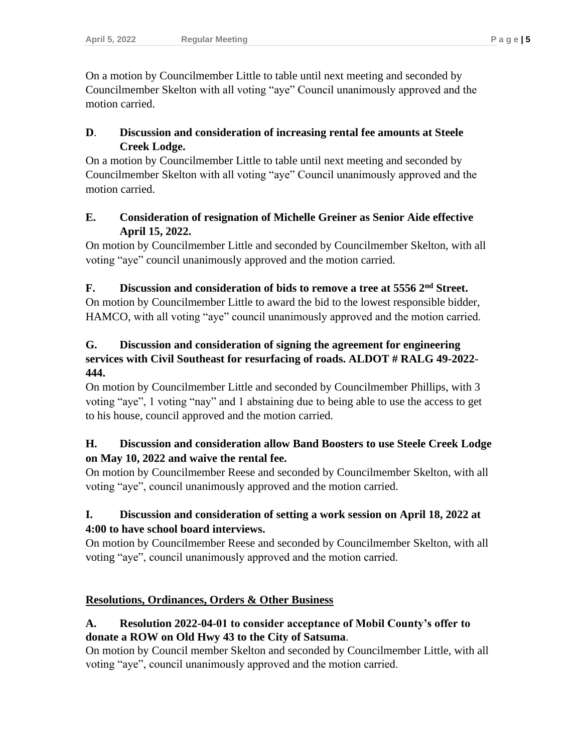On a motion by Councilmember Little to table until next meeting and seconded by Councilmember Skelton with all voting "aye" Council unanimously approved and the motion carried.

**D. Discussion and consideration of increasing rental fee amounts at Steele Creek Lodge.**

On a motion by Councilmember Little to table until next meeting and seconded by Councilmember Skelton with all voting "aye" Council unanimously approved and the motion carried.

**E. Consideration of resignation of Michelle Greiner as Senior Aide effective April 15, 2022.**

On motion by Councilmember Little and seconded by Councilmember Skelton, with all voting "aye" council unanimously approved and the motion carried.

**F. Discussion and consideration of bids to remove a tree at 5556 2nd Street.**

On motion by Councilmember Little to award the bid to the lowest responsible bidder, HAMCO, with all voting "aye" council unanimously approved and the motion carried.

**G. Discussion and consideration of signing the agreement for engineering services with Civil Southeast for resurfacing of roads. ALDOT # RALG 49-2022-444.**

On motion by Councilmember Little and seconded by Councilmember Phillips, with 3 voting "aye", 1 voting "nay" and 1 abstaining due to being able to use the access to get to his house, council approved and the motion carried.

**H. Discussion and consideration allow Band Boosters to use Steele Creek Lodge on May 10, 2022 and waive the rental fee.**

On motion by Councilmember Reese and seconded by Councilmember Skelton, with all voting "aye", council unanimously approved and the motion carried.

**I. Discussion and consideration of setting a work session on April 18, 2022 at 4:00 to have school board interviews.**

On motion by Councilmember Reese and seconded by Councilmember Skelton, with all voting "aye", council unanimously approved and the motion carried.

**<u>Resolutions, Ordinances, Orders & Other Business</u>**

**A. Resolution 2022-04-01 to consider acceptance of Mobil County's offer to donate a ROW on Old Hwy 43 to the City of Satsuma.**

On motion by Council member Skelton and seconded by Councilmember Little, with all voting "aye", council unanimously approved and the motion carried.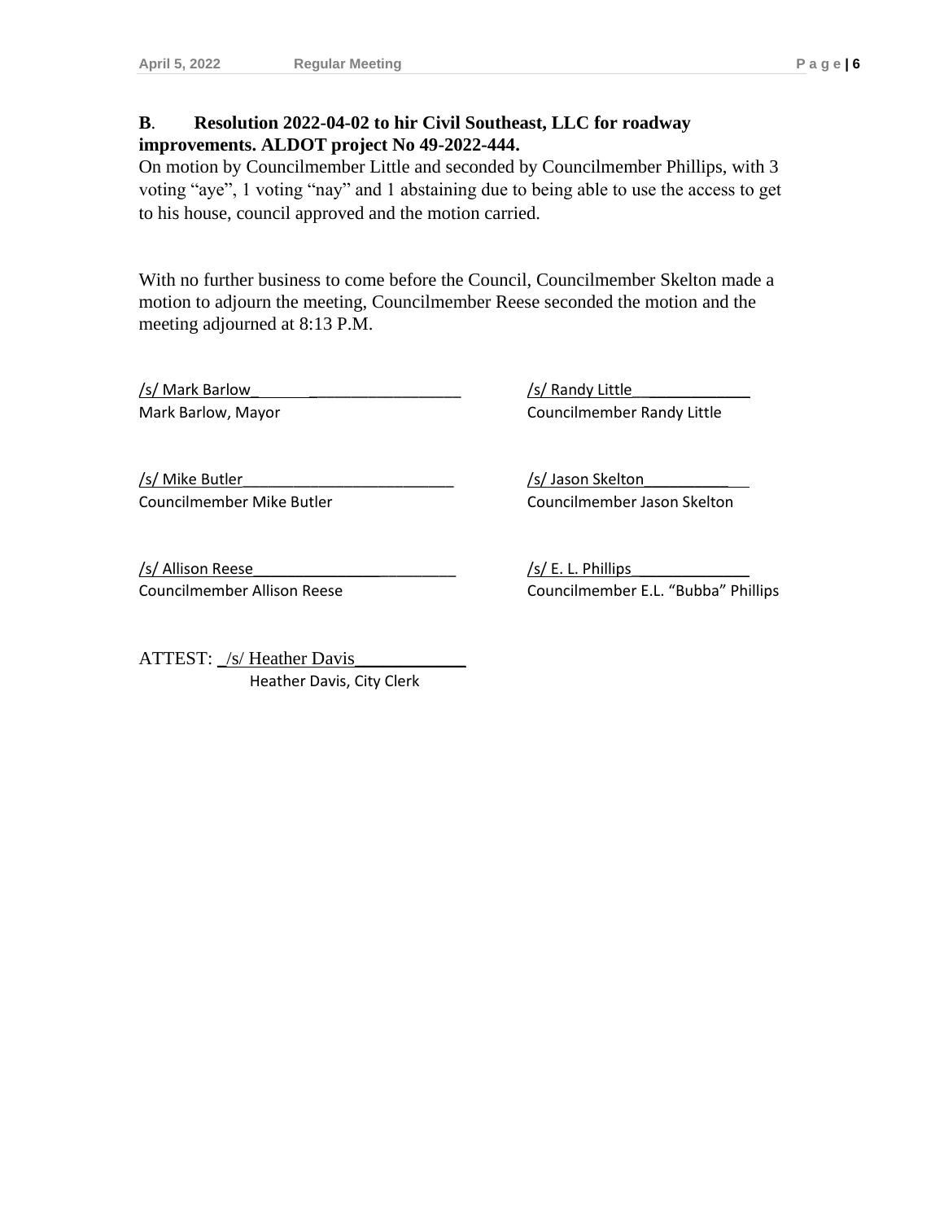**B. Resolution 2022-04-02 to hir Civil Southeast, LLC for roadway improvements. ALDOT project No 49-2022-444.**

On motion by Councilmember Little and seconded by Councilmember Phillips, with 3 voting "aye", 1 voting "nay" and 1 abstaining due to being able to use the access to get to his house, council approved and the motion carried.

With no further business to come before the Council, Councilmember Skelton made a motion to adjourn the meeting, Councilmember Reese seconded the motion and the meeting adjourned at 8:13 P.M.

/s/ Mark Barlow
Mark Barlow, Mayor

/s/ Randy Little
Councilmember Randy Little

/s/ Mike Butler
Councilmember Mike Butler

/s/ Jason Skelton
Councilmember Jason Skelton

/s/ Allison Reese
Councilmember Allison Reese

/s/ E. L. Phillips
Councilmember E.L. "Bubba" Phillips

ATTEST: /s/ Heather Davis
Heather Davis, City Clerk